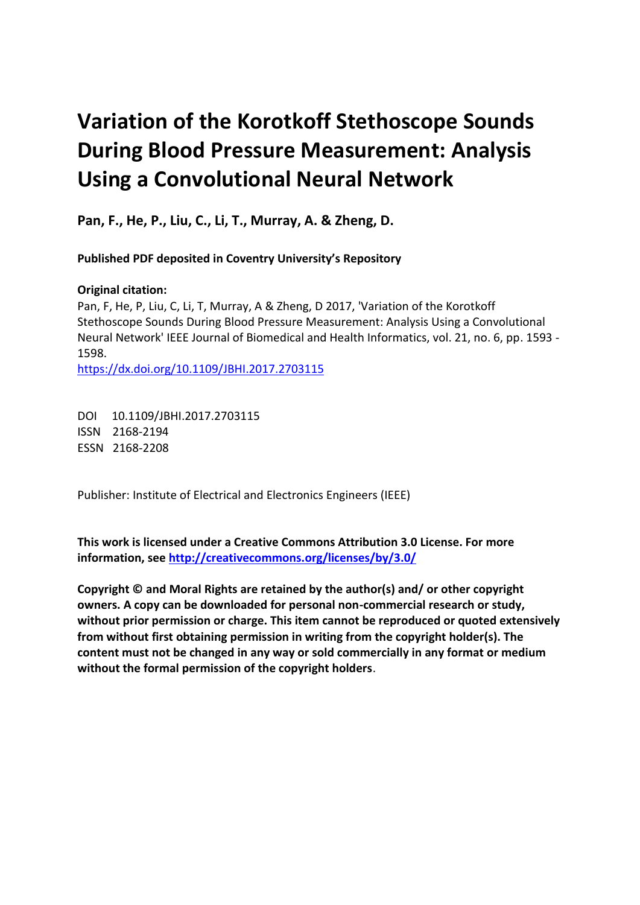# Variation of the Korotkoff Stethoscope Sounds During Blood Pressure Measurement: Analysis Using a Convolutional Neural Network

**Pan, F., He, P., Liu, C., Li, T., Murray, A. & Zheng, D.**

**Published PDF deposited in Coventry University's Repository**

**Original citation:**

Pan, F, He, P, Liu, C, Li, T, Murray, A & Zheng, D 2017, 'Variation of the Korotkoff Stethoscope Sounds During Blood Pressure Measurement: Analysis Using a Convolutional Neural Network' IEEE Journal of Biomedical and Health Informatics, vol. 21, no. 6, pp. 1593 - 1598.

https://dx.doi.org/10.1109/JBHI.2017.2703115

DOI 10.1109/JBHI.2017.2703115
ISSN 2168-2194
ESSN 2168-2208

Publisher: Institute of Electrical and Electronics Engineers (IEEE)

**This work is licensed under a Creative Commons Attribution 3.0 License. For more information, see http://creativecommons.org/licenses/by/3.0/**

**Copyright © and Moral Rights are retained by the author(s) and/ or other copyright owners. A copy can be downloaded for personal non-commercial research or study, without prior permission or charge. This item cannot be reproduced or quoted extensively from without first obtaining permission in writing from the copyright holder(s). The content must not be changed in any way or sold commercially in any format or medium without the formal permission of the copyright holders**.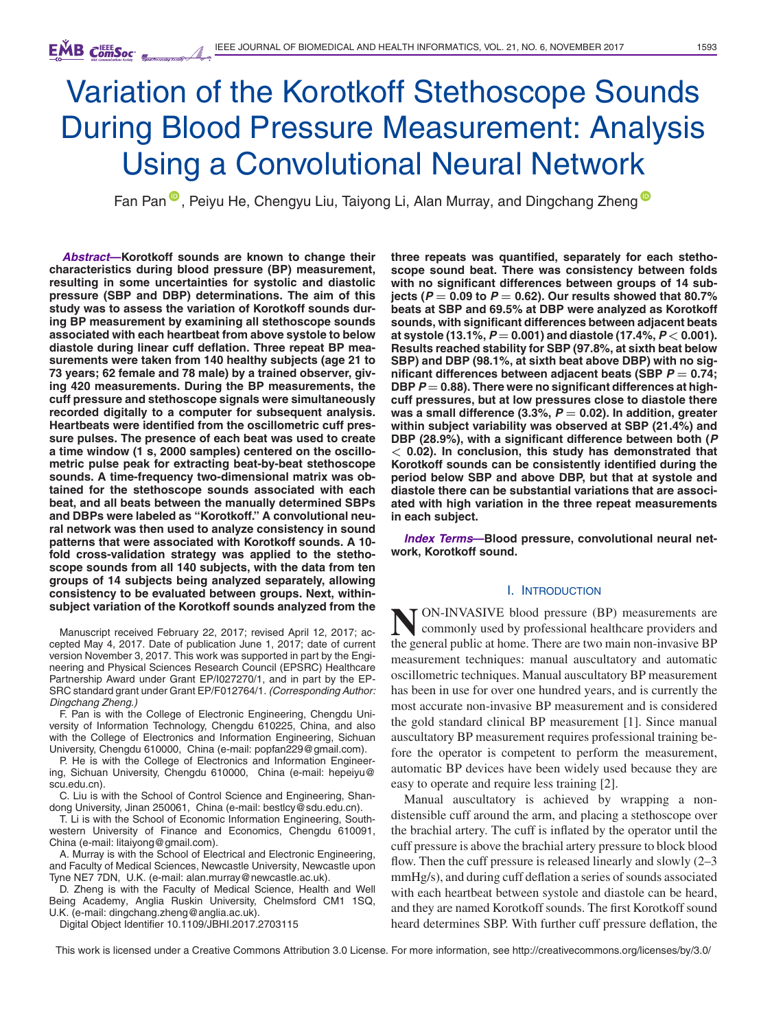# Variation of the Korotkoff Stethoscope Sounds During Blood Pressure Measurement: Analysis Using a Convolutional Neural Network

Fan Pan, Peiyu He, Chengyu Liu, Taiyong Li, Alan Murray, and Dingchang Zheng

***Abstract*—Korotkoff sounds are known to change their characteristics during blood pressure (BP) measurement, resulting in some uncertainties for systolic and diastolic pressure (SBP and DBP) determinations. The aim of this study was to assess the variation of Korotkoff sounds during BP measurement by examining all stethoscope sounds associated with each heartbeat from above systole to below diastole during linear cuff deflation. Three repeat BP measurements were taken from 140 healthy subjects (age 21 to 73 years; 62 female and 78 male) by a trained observer, giving 420 measurements. During the BP measurements, the cuff pressure and stethoscope signals were simultaneously recorded digitally to a computer for subsequent analysis. Heartbeats were identified from the oscillometric cuff pressure pulses. The presence of each beat was used to create a time window (1 s, 2000 samples) centered on the oscillometric pulse peak for extracting beat-by-beat stethoscope sounds. A time-frequency two-dimensional matrix was obtained for the stethoscope sounds associated with each beat, and all beats between the manually determined SBPs and DBPs were labeled as "Korotkoff." A convolutional neural network was then used to analyze consistency in sound patterns that were associated with Korotkoff sounds. A 10-fold cross-validation strategy was applied to the stethoscope sounds from all 140 subjects, with the data from ten groups of 14 subjects being analyzed separately, allowing consistency to be evaluated between groups. Next, within-subject variation of the Korotkoff sounds analyzed from the three repeats was quantified, separately for each stethoscope sound beat. There was consistency between folds with no significant differences between groups of 14 subjects ($P = 0.09$ to $P = 0.62$). Our results showed that 80.7% beats at SBP and 69.5% at DBP were analyzed as Korotkoff sounds, with significant differences between adjacent beats at systole (13.1%, $P = 0.001$) and diastole (17.4%, $P < 0.001$). Results reached stability for SBP (97.8%, at sixth beat below SBP) and DBP (98.1%, at sixth beat above DBP) with no significant differences between adjacent beats (SBP $P = 0.74$; DBP $P = 0.88$). There were no significant differences at high-cuff pressures, but at low pressures close to diastole there was a small difference (3.3%, $P = 0.02$). In addition, greater within subject variability was observed at SBP (21.4%) and DBP (28.9%), with a significant difference between both ($P < 0.02$). In conclusion, this study has demonstrated that Korotkoff sounds can be consistently identified during the period below SBP and above DBP, but that at systole and diastole there can be substantial variations that are associated with high variation in the three repeat measurements in each subject.***

***Index Terms*—Blood pressure, convolutional neural network, Korotkoff sound.**

Manuscript received February 22, 2017; revised April 12, 2017; accepted May 4, 2017. Date of publication June 1, 2017; date of current version November 3, 2017. This work was supported in part by the Engineering and Physical Sciences Research Council (EPSRC) Healthcare Partnership Award under Grant EP/I027270/1, and in part by the EPSRC standard grant under Grant EP/F012764/1. *(Corresponding Author: Dingchang Zheng.)*

F. Pan is with the College of Electronic Engineering, Chengdu University of Information Technology, Chengdu 610225, China, and also with the College of Electronics and Information Engineering, Sichuan University, Chengdu 610000, China (e-mail: popfan229@gmail.com).

P. He is with the College of Electronics and Information Engineering, Sichuan University, Chengdu 610000, China (e-mail: hepeiyu@scu.edu.cn).

C. Liu is with the School of Control Science and Engineering, Shandong University, Jinan 250061, China (e-mail: bestlcy@sdu.edu.cn).

T. Li is with the School of Economic Information Engineering, Southwestern University of Finance and Economics, Chengdu 610091, China (e-mail: litaiyong@gmail.com).

A. Murray is with the School of Electrical and Electronic Engineering, and Faculty of Medical Sciences, Newcastle University, Newcastle upon Tyne NE7 7DN, U.K. (e-mail: alan.murray@newcastle.ac.uk).

D. Zheng is with the Faculty of Medical Science, Health and Well Being Academy, Anglia Ruskin University, Chelmsford CM1 1SQ, U.K. (e-mail: dingchang.zheng@anglia.ac.uk).

Digital Object Identifier 10.1109/JBHI.2017.2703115

## I. Introduction

NON-INVASIVE blood pressure (BP) measurements are commonly used by professional healthcare providers and the general public at home. There are two main non-invasive BP measurement techniques: manual auscultatory and automatic oscillometric techniques. Manual auscultatory BP measurement has been in use for over one hundred years, and is currently the most accurate non-invasive BP measurement and is considered the gold standard clinical BP measurement [1]. Since manual auscultatory BP measurement requires professional training before the operator is competent to perform the measurement, automatic BP devices have been widely used because they are easy to operate and require less training [2].

Manual auscultatory is achieved by wrapping a non-distensible cuff around the arm, and placing a stethoscope over the brachial artery. The cuff is inflated by the operator until the cuff pressure is above the brachial artery pressure to block blood flow. Then the cuff pressure is released linearly and slowly (2–3 mmHg/s), and during cuff deflation a series of sounds associated with each heartbeat between systole and diastole can be heard, and they are named Korotkoff sounds. The first Korotkoff sound heard determines SBP. With further cuff pressure deflation, the

This work is licensed under a Creative Commons Attribution 3.0 License. For more information, see http://creativecommons.org/licenses/by/3.0/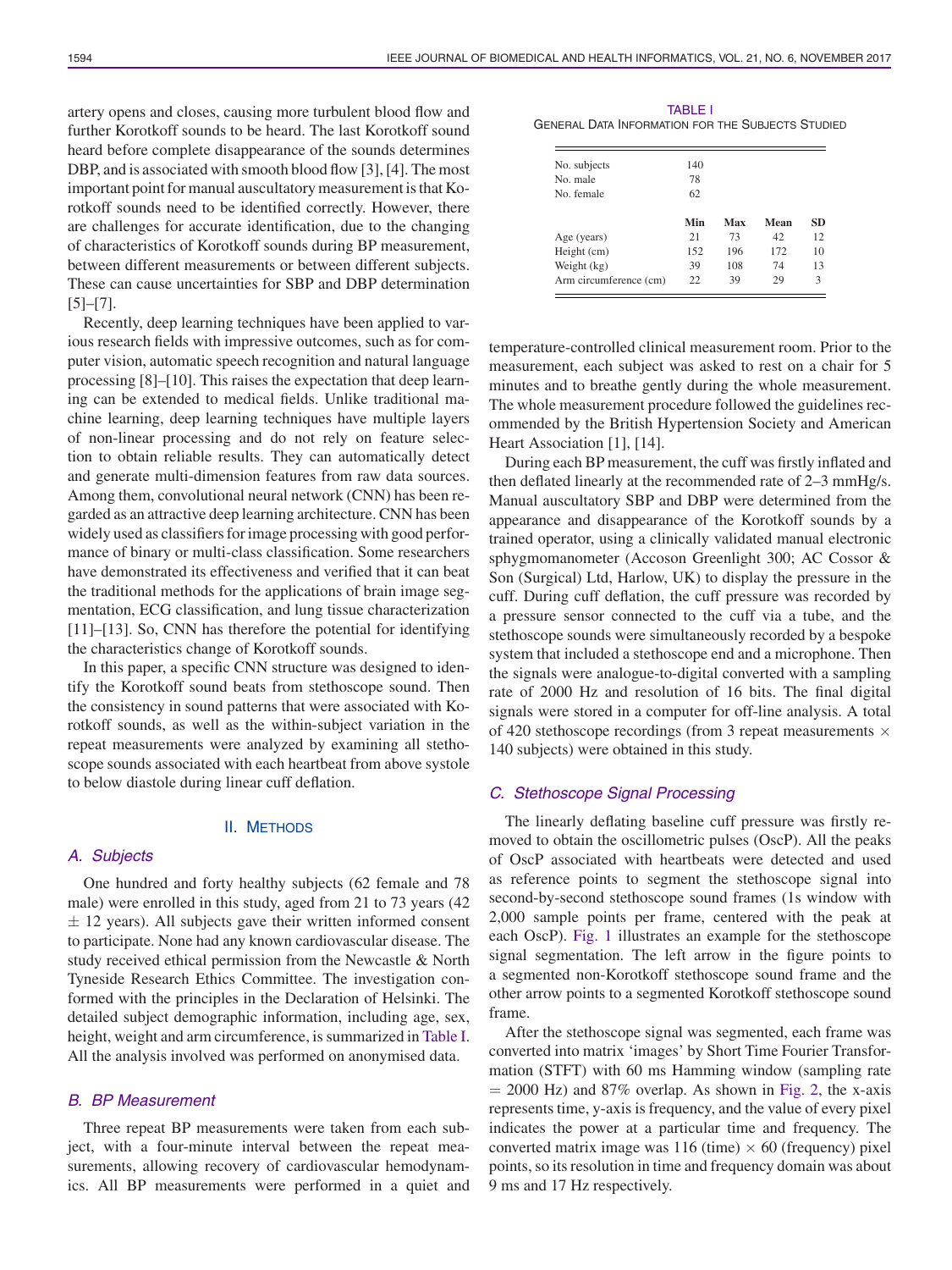artery opens and closes, causing more turbulent blood flow and further Korotkoff sounds to be heard. The last Korotkoff sound heard before complete disappearance of the sounds determines DBP, and is associated with smooth blood flow [3], [4]. The most important point for manual auscultatory measurement is that Korotkoff sounds need to be identified correctly. However, there are challenges for accurate identification, due to the changing of characteristics of Korotkoff sounds during BP measurement, between different measurements or between different subjects. These can cause uncertainties for SBP and DBP determination [5]–[7].

Recently, deep learning techniques have been applied to various research fields with impressive outcomes, such as for computer vision, automatic speech recognition and natural language processing [8]–[10]. This raises the expectation that deep learning can be extended to medical fields. Unlike traditional machine learning, deep learning techniques have multiple layers of non-linear processing and do not rely on feature selection to obtain reliable results. They can automatically detect and generate multi-dimension features from raw data sources. Among them, convolutional neural network (CNN) has been regarded as an attractive deep learning architecture. CNN has been widely used as classifiers for image processing with good performance of binary or multi-class classification. Some researchers have demonstrated its effectiveness and verified that it can beat the traditional methods for the applications of brain image segmentation, ECG classification, and lung tissue characterization [11]–[13]. So, CNN has therefore the potential for identifying the characteristics change of Korotkoff sounds.

In this paper, a specific CNN structure was designed to identify the Korotkoff sound beats from stethoscope sound. Then the consistency in sound patterns that were associated with Korotkoff sounds, as well as the within-subject variation in the repeat measurements were analyzed by examining all stethoscope sounds associated with each heartbeat from above systole to below diastole during linear cuff deflation.

## II. Methods

### A. Subjects

One hundred and forty healthy subjects (62 female and 78 male) were enrolled in this study, aged from 21 to 73 years (42 ± 12 years). All subjects gave their written informed consent to participate. None had any known cardiovascular disease. The study received ethical permission from the Newcastle & North Tyneside Research Ethics Committee. The investigation conformed with the principles in the Declaration of Helsinki. The detailed subject demographic information, including age, sex, height, weight and arm circumference, is summarized in Table I. All the analysis involved was performed on anonymised data.

TABLE I
General Data Information for the Subjects Studied

| | | | | |
|---|---|---|---|---|
| No. subjects | 140 | | | |
| No. male | 78 | | | |
| No. female | 62 | | | |
| | **Min** | **Max** | **Mean** | **SD** |
| Age (years) | 21 | 73 | 42 | 12 |
| Height (cm) | 152 | 196 | 172 | 10 |
| Weight (kg) | 39 | 108 | 74 | 13 |
| Arm circumference (cm) | 22 | 39 | 29 | 3 |

### B. BP Measurement

Three repeat BP measurements were taken from each subject, with a four-minute interval between the repeat measurements, allowing recovery of cardiovascular hemodynamics. All BP measurements were performed in a quiet and temperature-controlled clinical measurement room. Prior to the measurement, each subject was asked to rest on a chair for 5 minutes and to breathe gently during the whole measurement. The whole measurement procedure followed the guidelines recommended by the British Hypertension Society and American Heart Association [1], [14].

During each BP measurement, the cuff was firstly inflated and then deflated linearly at the recommended rate of 2–3 mmHg/s. Manual auscultatory SBP and DBP were determined from the appearance and disappearance of the Korotkoff sounds by a trained operator, using a clinically validated manual electronic sphygmomanometer (Accoson Greenlight 300; AC Cossor & Son (Surgical) Ltd, Harlow, UK) to display the pressure in the cuff. During cuff deflation, the cuff pressure was recorded by a pressure sensor connected to the cuff via a tube, and the stethoscope sounds were simultaneously recorded by a bespoke system that included a stethoscope end and a microphone. Then the signals were analogue-to-digital converted with a sampling rate of 2000 Hz and resolution of 16 bits. The final digital signals were stored in a computer for off-line analysis. A total of 420 stethoscope recordings (from 3 repeat measurements × 140 subjects) were obtained in this study.

### C. Stethoscope Signal Processing

The linearly deflating baseline cuff pressure was firstly removed to obtain the oscillometric pulses (OscP). All the peaks of OscP associated with heartbeats were detected and used as reference points to segment the stethoscope signal into second-by-second stethoscope sound frames (1s window with 2,000 sample points per frame, centered with the peak at each OscP). Fig. 1 illustrates an example for the stethoscope signal segmentation. The left arrow in the figure points to a segmented non-Korotkoff stethoscope sound frame and the other arrow points to a segmented Korotkoff stethoscope sound frame.

After the stethoscope signal was segmented, each frame was converted into matrix 'images' by Short Time Fourier Transformation (STFT) with 60 ms Hamming window (sampling rate = 2000 Hz) and 87% overlap. As shown in Fig. 2, the x-axis represents time, y-axis is frequency, and the value of every pixel indicates the power at a particular time and frequency. The converted matrix image was 116 (time) × 60 (frequency) pixel points, so its resolution in time and frequency domain was about 9 ms and 17 Hz respectively.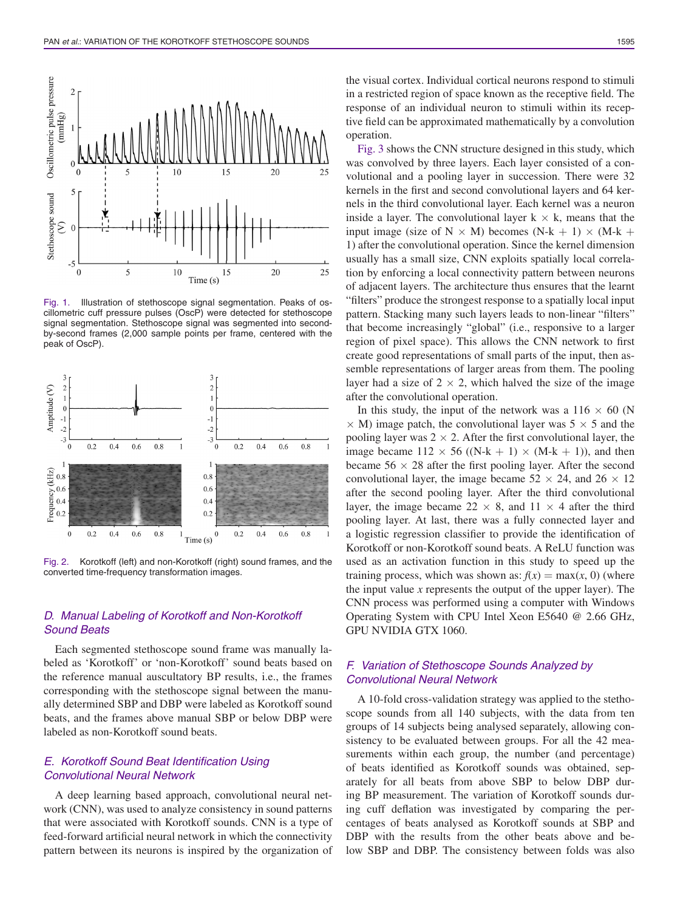Fig. 1. Illustration of stethoscope signal segmentation. Peaks of oscillometric cuff pressure pulses (OscP) were detected for stethoscope signal segmentation. Stethoscope signal was segmented into second-by-second frames (2,000 sample points per frame, centered with the peak of OscP).

Fig. 2. Korotkoff (left) and non-Korotkoff (right) sound frames, and the converted time-frequency transformation images.

### D. Manual Labeling of Korotkoff and Non-Korotkoff Sound Beats

Each segmented stethoscope sound frame was manually labeled as 'Korotkoff' or 'non-Korotkoff' sound beats based on the reference manual auscultatory BP results, i.e., the frames corresponding with the stethoscope signal between the manually determined SBP and DBP were labeled as Korotkoff sound beats, and the frames above manual SBP or below DBP were labeled as non-Korotkoff sound beats.

### E. Korotkoff Sound Beat Identification Using Convolutional Neural Network

A deep learning based approach, convolutional neural network (CNN), was used to analyze consistency in sound patterns that were associated with Korotkoff sounds. CNN is a type of feed-forward artificial neural network in which the connectivity pattern between its neurons is inspired by the organization of the visual cortex. Individual cortical neurons respond to stimuli in a restricted region of space known as the receptive field. The response of an individual neuron to stimuli within its receptive field can be approximated mathematically by a convolution operation.

Fig. 3 shows the CNN structure designed in this study, which was convolved by three layers. Each layer consisted of a convolutional and a pooling layer in succession. There were 32 kernels in the first and second convolutional layers and 64 kernels in the third convolutional layer. Each kernel was a neuron inside a layer. The convolutional layer $k \times k$, means that the input image (size of $N \times M$) becomes $(N\text{-}k + 1) \times (M\text{-}k + 1)$ after the convolutional operation. Since the kernel dimension usually has a small size, CNN exploits spatially local correlation by enforcing a local connectivity pattern between neurons of adjacent layers. The architecture thus ensures that the learnt "filters" produce the strongest response to a spatially local input pattern. Stacking many such layers leads to non-linear "filters" that become increasingly "global" (i.e., responsive to a larger region of pixel space). This allows the CNN network to first create good representations of small parts of the input, then assemble representations of larger areas from them. The pooling layer had a size of $2 \times 2$, which halved the size of the image after the convolutional operation.

In this study, the input of the network was a $116 \times 60$ ($N \times M$) image patch, the convolutional layer was $5 \times 5$ and the pooling layer was $2 \times 2$. After the first convolutional layer, the image became $112 \times 56$ ($(N\text{-}k + 1) \times (M\text{-}k + 1)$), and then became $56 \times 28$ after the first pooling layer. After the second convolutional layer, the image became $52 \times 24$, and $26 \times 12$ after the second pooling layer. After the third convolutional layer, the image became $22 \times 8$, and $11 \times 4$ after the third pooling layer. At last, there was a fully connected layer and a logistic regression classifier to provide the identification of Korotkoff or non-Korotkoff sound beats. A ReLU function was used as an activation function in this study to speed up the training process, which was shown as: $f(x) = \max(x, 0)$ (where the input value $x$ represents the output of the upper layer). The CNN process was performed using a computer with Windows Operating System with CPU Intel Xeon E5640 @ 2.66 GHz, GPU NVIDIA GTX 1060.

### F. Variation of Stethoscope Sounds Analyzed by Convolutional Neural Network

A 10-fold cross-validation strategy was applied to the stethoscope sounds from all 140 subjects, with the data from ten groups of 14 subjects being analysed separately, allowing consistency to be evaluated between groups. For all the 42 measurements within each group, the number (and percentage) of beats identified as Korotkoff sounds was obtained, separately for all beats from above SBP to below DBP during BP measurement. The variation of Korotkoff sounds during cuff deflation was investigated by comparing the percentages of beats analysed as Korotkoff sounds at SBP and DBP with the results from the other beats above and below SBP and DBP. The consistency between folds was also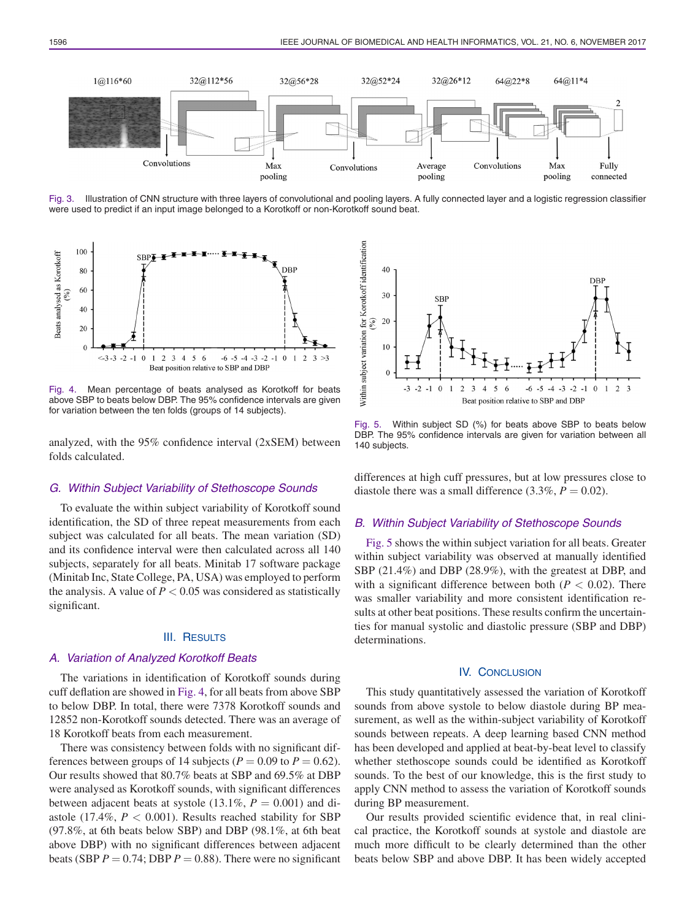Fig. 3. Illustration of CNN structure with three layers of convolutional and pooling layers. A fully connected layer and a logistic regression classifier were used to predict if an input image belonged to a Korotkoff or non-Korotkoff sound beat.

Fig. 4. Mean percentage of beats analysed as Korotkoff for beats above SBP to beats below DBP. The 95% confidence intervals are given for variation between the ten folds (groups of 14 subjects).

Fig. 5. Within subject SD (%) for beats above SBP to beats below DBP. The 95% confidence intervals are given for variation between all 140 subjects.

analyzed, with the 95% confidence interval (2xSEM) between folds calculated.

### G. Within Subject Variability of Stethoscope Sounds

To evaluate the within subject variability of Korotkoff sound identification, the SD of three repeat measurements from each subject was calculated for all beats. The mean variation (SD) and its confidence interval were then calculated across all 140 subjects, separately for all beats. Minitab 17 software package (Minitab Inc, State College, PA, USA) was employed to perform the analysis. A value of $P < 0.05$ was considered as statistically significant.

## III. Results

### A. Variation of Analyzed Korotkoff Beats

The variations in identification of Korotkoff sounds during cuff deflation are showed in Fig. 4, for all beats from above SBP to below DBP. In total, there were 7378 Korotkoff sounds and 12852 non-Korotkoff sounds detected. There was an average of 18 Korotkoff beats from each measurement.

There was consistency between folds with no significant differences between groups of 14 subjects ($P = 0.09$ to $P = 0.62$). Our results showed that 80.7% beats at SBP and 69.5% at DBP were analysed as Korotkoff sounds, with significant differences between adjacent beats at systole (13.1%, $P = 0.001$) and diastole (17.4%, $P < 0.001$). Results reached stability for SBP (97.8%, at 6th beats below SBP) and DBP (98.1%, at 6th beat above DBP) with no significant differences between adjacent beats (SBP $P = 0.74$; DBP $P = 0.88$). There were no significant differences at high cuff pressures, but at low pressures close to diastole there was a small difference (3.3%, $P = 0.02$).

### B. Within Subject Variability of Stethoscope Sounds

Fig. 5 shows the within subject variation for all beats. Greater within subject variability was observed at manually identified SBP (21.4%) and DBP (28.9%), with the greatest at DBP, and with a significant difference between both ($P < 0.02$). There was smaller variability and more consistent identification results at other beat positions. These results confirm the uncertainties for manual systolic and diastolic pressure (SBP and DBP) determinations.

## IV. Conclusion

This study quantitatively assessed the variation of Korotkoff sounds from above systole to below diastole during BP measurement, as well as the within-subject variability of Korotkoff sounds between repeats. A deep learning based CNN method has been developed and applied at beat-by-beat level to classify whether stethoscope sounds could be identified as Korotkoff sounds. To the best of our knowledge, this is the first study to apply CNN method to assess the variation of Korotkoff sounds during BP measurement.

Our results provided scientific evidence that, in real clinical practice, the Korotkoff sounds at systole and diastole are much more difficult to be clearly determined than the other beats below SBP and above DBP. It has been widely accepted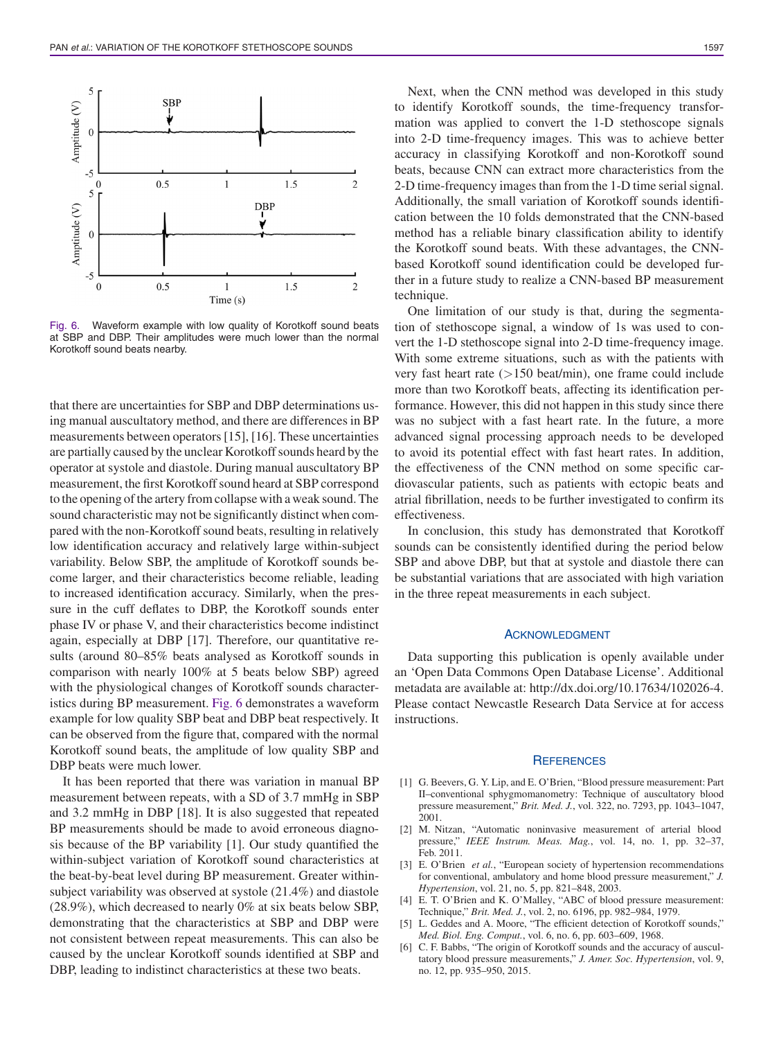Fig. 6. Waveform example with low quality of Korotkoff sound beats at SBP and DBP. Their amplitudes were much lower than the normal Korotkoff sound beats nearby.

that there are uncertainties for SBP and DBP determinations using manual auscultatory method, and there are differences in BP measurements between operators [15], [16]. These uncertainties are partially caused by the unclear Korotkoff sounds heard by the operator at systole and diastole. During manual auscultatory BP measurement, the first Korotkoff sound heard at SBP correspond to the opening of the artery from collapse with a weak sound. The sound characteristic may not be significantly distinct when compared with the non-Korotkoff sound beats, resulting in relatively low identification accuracy and relatively large within-subject variability. Below SBP, the amplitude of Korotkoff sounds become larger, and their characteristics become reliable, leading to increased identification accuracy. Similarly, when the pressure in the cuff deflates to DBP, the Korotkoff sounds enter phase IV or phase V, and their characteristics become indistinct again, especially at DBP [17]. Therefore, our quantitative results (around 80–85% beats analysed as Korotkoff sounds in comparison with nearly 100% at 5 beats below SBP) agreed with the physiological changes of Korotkoff sounds characteristics during BP measurement. Fig. 6 demonstrates a waveform example for low quality SBP beat and DBP beat respectively. It can be observed from the figure that, compared with the normal Korotkoff sound beats, the amplitude of low quality SBP and DBP beats were much lower.

It has been reported that there was variation in manual BP measurement between repeats, with a SD of 3.7 mmHg in SBP and 3.2 mmHg in DBP [18]. It is also suggested that repeated BP measurements should be made to avoid erroneous diagnosis because of the BP variability [1]. Our study quantified the within-subject variation of Korotkoff sound characteristics at the beat-by-beat level during BP measurement. Greater within-subject variability was observed at systole (21.4%) and diastole (28.9%), which decreased to nearly 0% at six beats below SBP, demonstrating that the characteristics at SBP and DBP were not consistent between repeat measurements. This can also be caused by the unclear Korotkoff sounds identified at SBP and DBP, leading to indistinct characteristics at these two beats.

Next, when the CNN method was developed in this study to identify Korotkoff sounds, the time-frequency transformation was applied to convert the 1-D stethoscope signals into 2-D time-frequency images. This was to achieve better accuracy in classifying Korotkoff and non-Korotkoff sound beats, because CNN can extract more characteristics from the 2-D time-frequency images than from the 1-D time serial signal. Additionally, the small variation of Korotkoff sounds identification between the 10 folds demonstrated that the CNN-based method has a reliable binary classification ability to identify the Korotkoff sound beats. With these advantages, the CNN-based Korotkoff sound identification could be developed further in a future study to realize a CNN-based BP measurement technique.

One limitation of our study is that, during the segmentation of stethoscope signal, a window of 1s was used to convert the 1-D stethoscope signal into 2-D time-frequency image. With some extreme situations, such as with the patients with very fast heart rate (>150 beat/min), one frame could include more than two Korotkoff beats, affecting its identification performance. However, this did not happen in this study since there was no subject with a fast heart rate. In the future, a more advanced signal processing approach needs to be developed to avoid its potential effect with fast heart rates. In addition, the effectiveness of the CNN method on some specific cardiovascular patients, such as patients with ectopic beats and atrial fibrillation, needs to be further investigated to confirm its effectiveness.

In conclusion, this study has demonstrated that Korotkoff sounds can be consistently identified during the period below SBP and above DBP, but that at systole and diastole there can be substantial variations that are associated with high variation in the three repeat measurements in each subject.

## Acknowledgment

Data supporting this publication is openly available under an 'Open Data Commons Open Database License'. Additional metadata are available at: http://dx.doi.org/10.17634/102026-4. Please contact Newcastle Research Data Service at for access instructions.

## References

[1] G. Beevers, G. Y. Lip, and E. O'Brien, "Blood pressure measurement: Part II–conventional sphygmomanometry: Technique of auscultatory blood pressure measurement," *Brit. Med. J.*, vol. 322, no. 7293, pp. 1043–1047, 2001.

[2] M. Nitzan, "Automatic noninvasive measurement of arterial blood pressure," *IEEE Instrum. Meas. Mag.*, vol. 14, no. 1, pp. 32–37, Feb. 2011.

[3] E. O'Brien *et al.*, "European society of hypertension recommendations for conventional, ambulatory and home blood pressure measurement," *J. Hypertension*, vol. 21, no. 5, pp. 821–848, 2003.

[4] E. T. O'Brien and K. O'Malley, "ABC of blood pressure measurement: Technique," *Brit. Med. J.*, vol. 2, no. 6196, pp. 982–984, 1979.

[5] L. Geddes and A. Moore, "The efficient detection of Korotkoff sounds," *Med. Biol. Eng. Comput.*, vol. 6, no. 6, pp. 603–609, 1968.

[6] C. F. Babbs, "The origin of Korotkoff sounds and the accuracy of auscultatory blood pressure measurements," *J. Amer. Soc. Hypertension*, vol. 9, no. 12, pp. 935–950, 2015.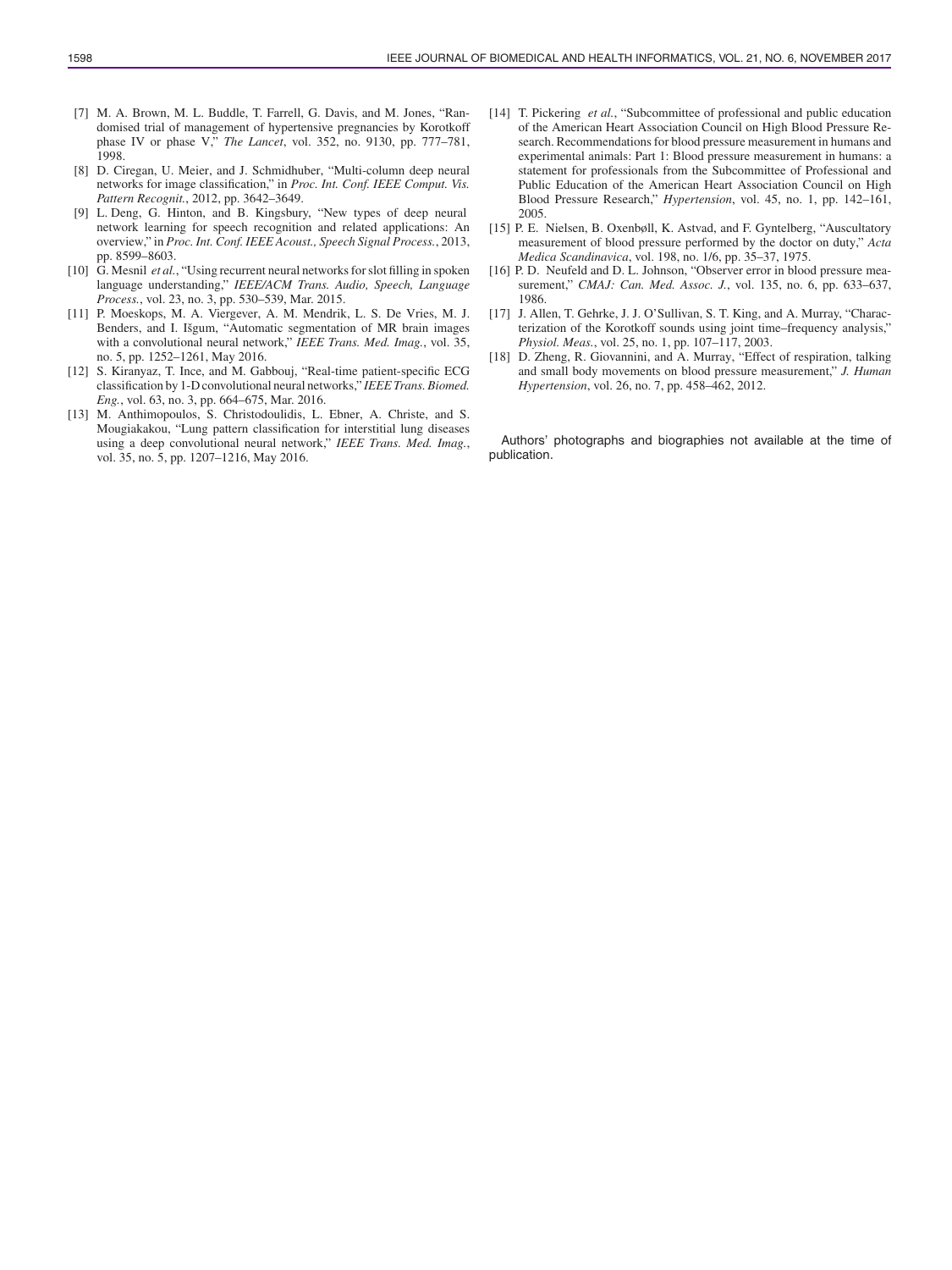[7] M. A. Brown, M. L. Buddle, T. Farrell, G. Davis, and M. Jones, "Randomised trial of management of hypertensive pregnancies by Korotkoff phase IV or phase V," *The Lancet*, vol. 352, no. 9130, pp. 777–781, 1998.

[8] D. Ciregan, U. Meier, and J. Schmidhuber, "Multi-column deep neural networks for image classification," in *Proc. Int. Conf. IEEE Comput. Vis. Pattern Recognit.*, 2012, pp. 3642–3649.

[9] L. Deng, G. Hinton, and B. Kingsbury, "New types of deep neural network learning for speech recognition and related applications: An overview," in *Proc. Int. Conf. IEEE Acoust., Speech Signal Process.*, 2013, pp. 8599–8603.

[10] G. Mesnil *et al.*, "Using recurrent neural networks for slot filling in spoken language understanding," *IEEE/ACM Trans. Audio, Speech, Language Process.*, vol. 23, no. 3, pp. 530–539, Mar. 2015.

[11] P. Moeskops, M. A. Viergever, A. M. Mendrik, L. S. De Vries, M. J. Benders, and I. Išgum, "Automatic segmentation of MR brain images with a convolutional neural network," *IEEE Trans. Med. Imag.*, vol. 35, no. 5, pp. 1252–1261, May 2016.

[12] S. Kiranyaz, T. Ince, and M. Gabbouj, "Real-time patient-specific ECG classification by 1-D convolutional neural networks," *IEEE Trans. Biomed. Eng.*, vol. 63, no. 3, pp. 664–675, Mar. 2016.

[13] M. Anthimopoulos, S. Christodoulidis, L. Ebner, A. Christe, and S. Mougiakakou, "Lung pattern classification for interstitial lung diseases using a deep convolutional neural network," *IEEE Trans. Med. Imag.*, vol. 35, no. 5, pp. 1207–1216, May 2016.

[14] T. Pickering *et al.*, "Subcommittee of professional and public education of the American Heart Association Council on High Blood Pressure Research. Recommendations for blood pressure measurement in humans and experimental animals: Part 1: Blood pressure measurement in humans: a statement for professionals from the Subcommittee of Professional and Public Education of the American Heart Association Council on High Blood Pressure Research," *Hypertension*, vol. 45, no. 1, pp. 142–161, 2005.

[15] P. E. Nielsen, B. Oxenbøll, K. Astvad, and F. Gyntelberg, "Auscultatory measurement of blood pressure performed by the doctor on duty," *Acta Medica Scandinavica*, vol. 198, no. 1/6, pp. 35–37, 1975.

[16] P. D. Neufeld and D. L. Johnson, "Observer error in blood pressure measurement," *CMAJ: Can. Med. Assoc. J.*, vol. 135, no. 6, pp. 633–637, 1986.

[17] J. Allen, T. Gehrke, J. J. O'Sullivan, S. T. King, and A. Murray, "Characterization of the Korotkoff sounds using joint time–frequency analysis," *Physiol. Meas.*, vol. 25, no. 1, pp. 107–117, 2003.

[18] D. Zheng, R. Giovannini, and A. Murray, "Effect of respiration, talking and small body movements on blood pressure measurement," *J. Human Hypertension*, vol. 26, no. 7, pp. 458–462, 2012.

Authors' photographs and biographies not available at the time of publication.